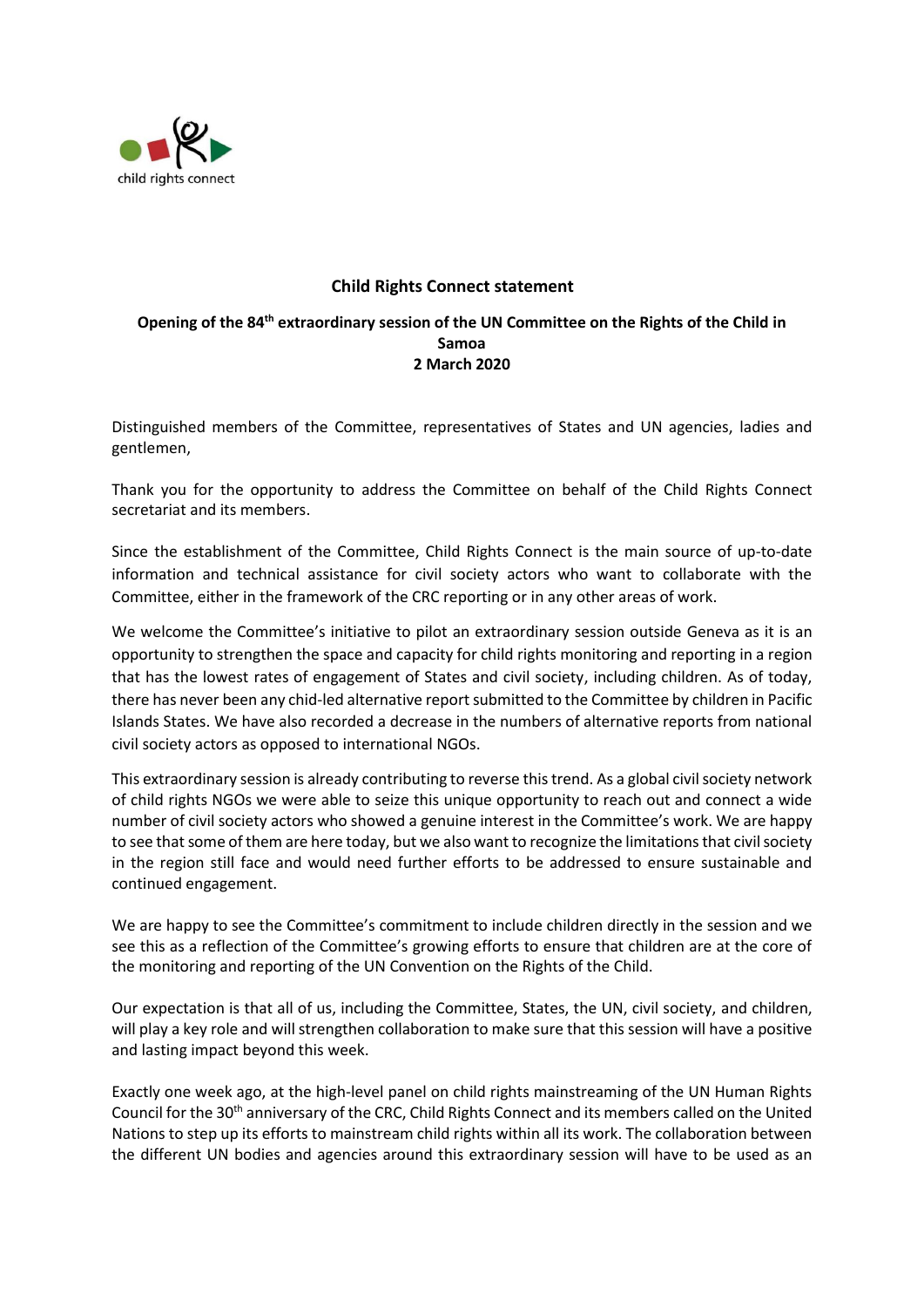child rights connect

## Child Rights Connect statement

### Opening of the 84th extraordinary session of the UN Committee on the Rights of the Child in Samoa
### 2 March 2020

Distinguished members of the Committee, representatives of States and UN agencies, ladies and gentlemen,

Thank you for the opportunity to address the Committee on behalf of the Child Rights Connect secretariat and its members.

Since the establishment of the Committee, Child Rights Connect is the main source of up-to-date information and technical assistance for civil society actors who want to collaborate with the Committee, either in the framework of the CRC reporting or in any other areas of work.

We welcome the Committee's initiative to pilot an extraordinary session outside Geneva as it is an opportunity to strengthen the space and capacity for child rights monitoring and reporting in a region that has the lowest rates of engagement of States and civil society, including children. As of today, there has never been any chid-led alternative report submitted to the Committee by children in Pacific Islands States. We have also recorded a decrease in the numbers of alternative reports from national civil society actors as opposed to international NGOs.

This extraordinary session is already contributing to reverse this trend. As a global civil society network of child rights NGOs we were able to seize this unique opportunity to reach out and connect a wide number of civil society actors who showed a genuine interest in the Committee's work. We are happy to see that some of them are here today, but we also want to recognize the limitations that civil society in the region still face and would need further efforts to be addressed to ensure sustainable and continued engagement.

We are happy to see the Committee's commitment to include children directly in the session and we see this as a reflection of the Committee's growing efforts to ensure that children are at the core of the monitoring and reporting of the UN Convention on the Rights of the Child.

Our expectation is that all of us, including the Committee, States, the UN, civil society, and children, will play a key role and will strengthen collaboration to make sure that this session will have a positive and lasting impact beyond this week.

Exactly one week ago, at the high-level panel on child rights mainstreaming of the UN Human Rights Council for the 30th anniversary of the CRC, Child Rights Connect and its members called on the United Nations to step up its efforts to mainstream child rights within all its work. The collaboration between the different UN bodies and agencies around this extraordinary session will have to be used as an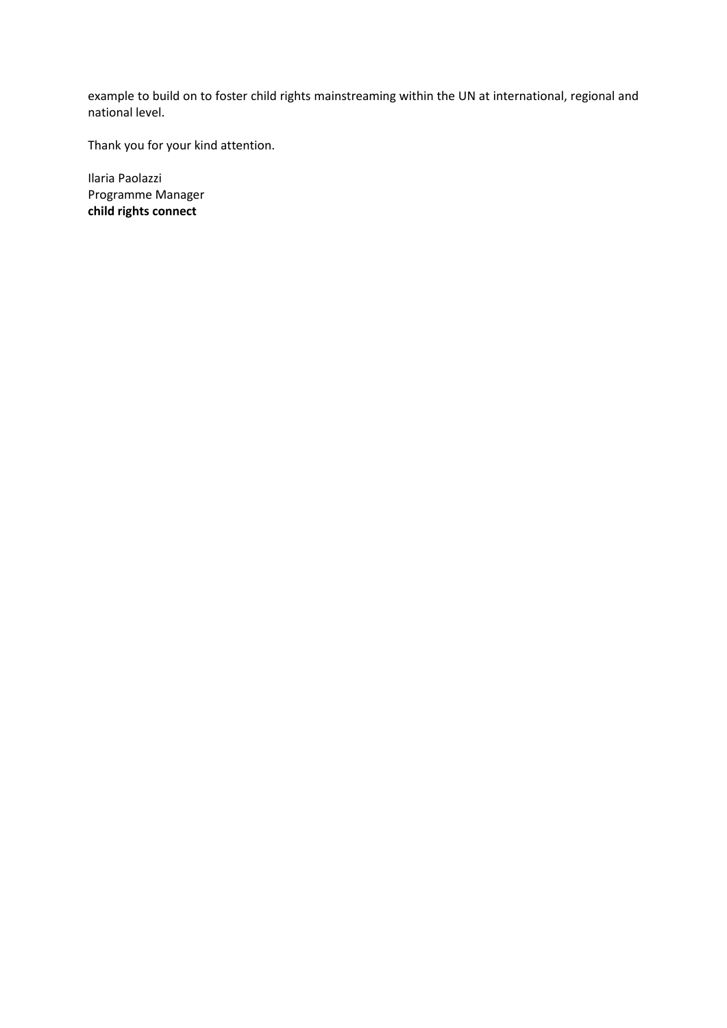example to build on to foster child rights mainstreaming within the UN at international, regional and national level.

Thank you for your kind attention.

Ilaria Paolazzi  
Programme Manager  
**child rights connect**